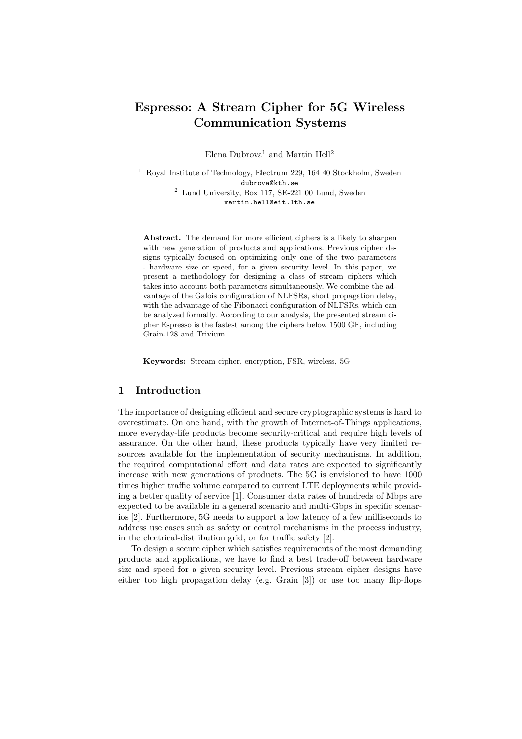# Espresso: A Stream Cipher for 5G Wireless Communication Systems

Elena Dubrova[1] and Martin Hell[2]

[1] Royal Institute of Technology, Electrum 229, 164 40 Stockholm, Sweden
dubrova@kth.se

[2] Lund University, Box 117, SE-221 00 Lund, Sweden
martin.hell@eit.lth.se

**Abstract.** The demand for more efficient ciphers is a likely to sharpen with new generation of products and applications. Previous cipher designs typically focused on optimizing only one of the two parameters - hardware size or speed, for a given security level. In this paper, we present a methodology for designing a class of stream ciphers which takes into account both parameters simultaneously. We combine the advantage of the Galois configuration of NLFSRs, short propagation delay, with the advantage of the Fibonacci configuration of NLFSRs, which can be analyzed formally. According to our analysis, the presented stream cipher Espresso is the fastest among the ciphers below 1500 GE, including Grain-128 and Trivium.

**Keywords:** Stream cipher, encryption, FSR, wireless, 5G

## 1 Introduction

The importance of designing efficient and secure cryptographic systems is hard to overestimate. On one hand, with the growth of Internet-of-Things applications, more everyday-life products become security-critical and require high levels of assurance. On the other hand, these products typically have very limited resources available for the implementation of security mechanisms. In addition, the required computational effort and data rates are expected to significantly increase with new generations of products. The 5G is envisioned to have 1000 times higher traffic volume compared to current LTE deployments while providing a better quality of service [1]. Consumer data rates of hundreds of Mbps are expected to be available in a general scenario and multi-Gbps in specific scenarios [2]. Furthermore, 5G needs to support a low latency of a few milliseconds to address use cases such as safety or control mechanisms in the process industry, in the electrical-distribution grid, or for traffic safety [2].

To design a secure cipher which satisfies requirements of the most demanding products and applications, we have to find a best trade-off between hardware size and speed for a given security level. Previous stream cipher designs have either too high propagation delay (e.g. Grain [3]) or use too many flip-flops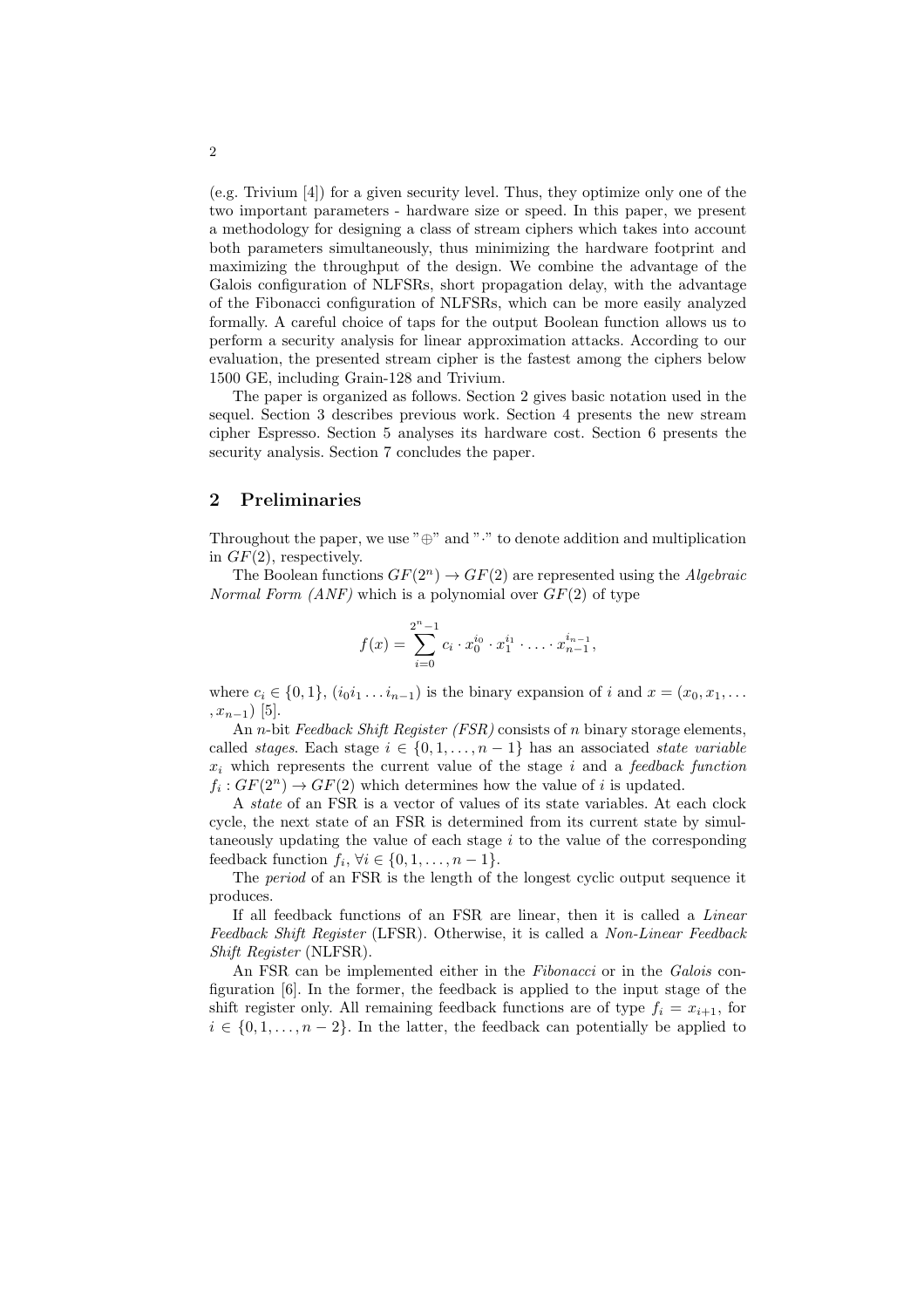(e.g. Trivium [4]) for a given security level. Thus, they optimize only one of the two important parameters - hardware size or speed. In this paper, we present a methodology for designing a class of stream ciphers which takes into account both parameters simultaneously, thus minimizing the hardware footprint and maximizing the throughput of the design. We combine the advantage of the Galois configuration of NLFSRs, short propagation delay, with the advantage of the Fibonacci configuration of NLFSRs, which can be more easily analyzed formally. A careful choice of taps for the output Boolean function allows us to perform a security analysis for linear approximation attacks. According to our evaluation, the presented stream cipher is the fastest among the ciphers below 1500 GE, including Grain-128 and Trivium.

The paper is organized as follows. Section 2 gives basic notation used in the sequel. Section 3 describes previous work. Section 4 presents the new stream cipher Espresso. Section 5 analyses its hardware cost. Section 6 presents the security analysis. Section 7 concludes the paper.

## 2 Preliminaries

Throughout the paper, we use "$\oplus$" and "$\cdot$" to denote addition and multiplication in $GF(2)$, respectively.

The Boolean functions $GF(2^n) \rightarrow GF(2)$ are represented using the *Algebraic Normal Form (ANF)* which is a polynomial over $GF(2)$ of type

$$f(x) = \sum_{i=0}^{2^n-1} c_i \cdot x_0^{i_0} \cdot x_1^{i_1} \cdot \ldots \cdot x_{n-1}^{i_{n-1}},$$

where $c_i \in \{0,1\}$, $(i_0 i_1 \ldots i_{n-1})$ is the binary expansion of $i$ and $x = (x_0, x_1, \ldots, x_{n-1})$ [5].

An $n$-bit *Feedback Shift Register (FSR)* consists of $n$ binary storage elements, called *stages*. Each stage $i \in \{0, 1, \ldots, n-1\}$ has an associated *state variable* $x_i$ which represents the current value of the stage $i$ and a *feedback function* $f_i : GF(2^n) \rightarrow GF(2)$ which determines how the value of $i$ is updated.

A *state* of an FSR is a vector of values of its state variables. At each clock cycle, the next state of an FSR is determined from its current state by simultaneously updating the value of each stage $i$ to the value of the corresponding feedback function $f_i$, $\forall i \in \{0, 1, \ldots, n-1\}$.

The *period* of an FSR is the length of the longest cyclic output sequence it produces.

If all feedback functions of an FSR are linear, then it is called a *Linear Feedback Shift Register* (LFSR). Otherwise, it is called a *Non-Linear Feedback Shift Register* (NLFSR).

An FSR can be implemented either in the *Fibonacci* or in the *Galois* configuration [6]. In the former, the feedback is applied to the input stage of the shift register only. All remaining feedback functions are of type $f_i = x_{i+1}$, for $i \in \{0, 1, \ldots, n-2\}$. In the latter, the feedback can potentially be applied to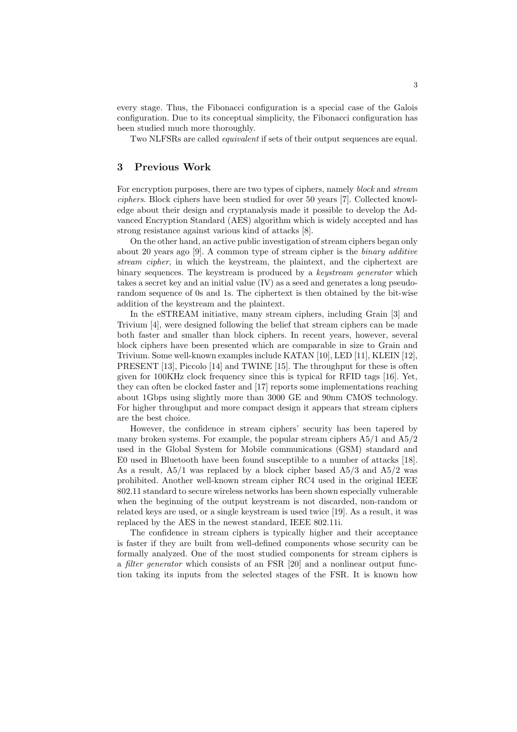every stage. Thus, the Fibonacci configuration is a special case of the Galois configuration. Due to its conceptual simplicity, the Fibonacci configuration has been studied much more thoroughly.

Two NLFSRs are called *equivalent* if sets of their output sequences are equal.

## 3 Previous Work

For encryption purposes, there are two types of ciphers, namely *block* and *stream ciphers*. Block ciphers have been studied for over 50 years [7]. Collected knowledge about their design and cryptanalysis made it possible to develop the Advanced Encryption Standard (AES) algorithm which is widely accepted and has strong resistance against various kind of attacks [8].

On the other hand, an active public investigation of stream ciphers began only about 20 years ago [9]. A common type of stream cipher is the *binary additive stream cipher*, in which the keystream, the plaintext, and the ciphertext are binary sequences. The keystream is produced by a *keystream generator* which takes a secret key and an initial value (IV) as a seed and generates a long pseudo-random sequence of 0s and 1s. The ciphertext is then obtained by the bit-wise addition of the keystream and the plaintext.

In the eSTREAM initiative, many stream ciphers, including Grain [3] and Trivium [4], were designed following the belief that stream ciphers can be made both faster and smaller than block ciphers. In recent years, however, several block ciphers have been presented which are comparable in size to Grain and Trivium. Some well-known examples include KATAN [10], LED [11], KLEIN [12], PRESENT [13], Piccolo [14] and TWINE [15]. The throughput for these is often given for 100KHz clock frequency since this is typical for RFID tags [16]. Yet, they can often be clocked faster and [17] reports some implementations reaching about 1Gbps using slightly more than 3000 GE and 90nm CMOS technology. For higher throughput and more compact design it appears that stream ciphers are the best choice.

However, the confidence in stream ciphers' security has been tapered by many broken systems. For example, the popular stream ciphers A5/1 and A5/2 used in the Global System for Mobile communications (GSM) standard and E0 used in Bluetooth have been found susceptible to a number of attacks [18]. As a result, A5/1 was replaced by a block cipher based A5/3 and A5/2 was prohibited. Another well-known stream cipher RC4 used in the original IEEE 802.11 standard to secure wireless networks has been shown especially vulnerable when the beginning of the output keystream is not discarded, non-random or related keys are used, or a single keystream is used twice [19]. As a result, it was replaced by the AES in the newest standard, IEEE 802.11i.

The confidence in stream ciphers is typically higher and their acceptance is faster if they are built from well-defined components whose security can be formally analyzed. One of the most studied components for stream ciphers is a *filter generator* which consists of an FSR [20] and a nonlinear output function taking its inputs from the selected stages of the FSR. It is known how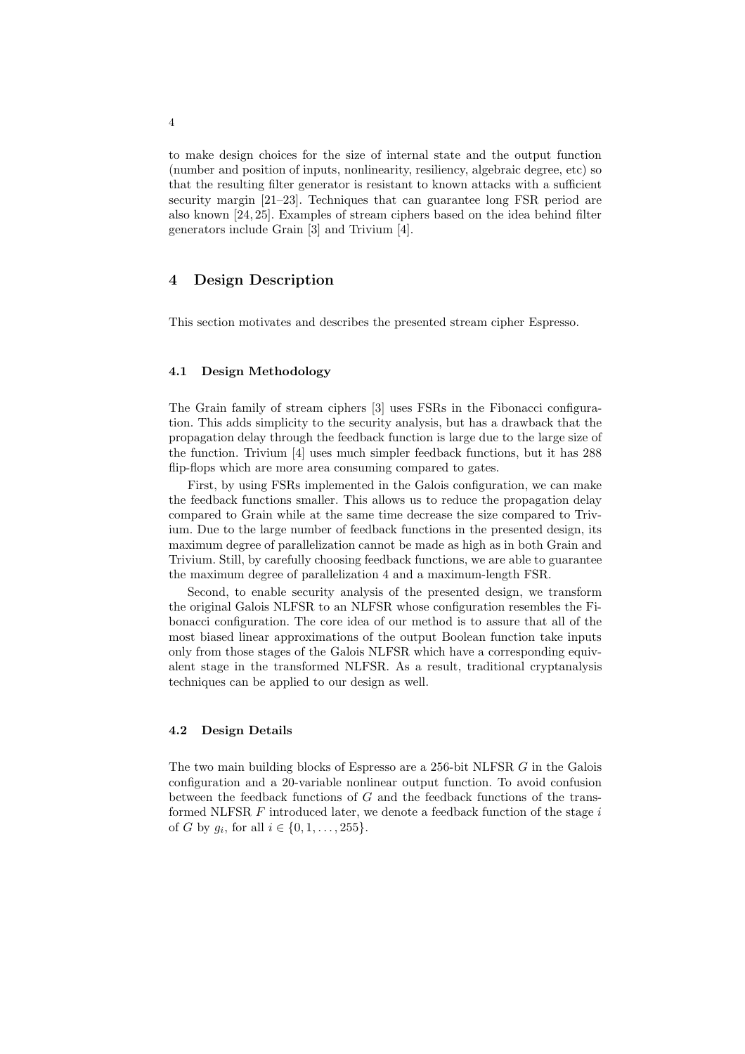to make design choices for the size of internal state and the output function (number and position of inputs, nonlinearity, resiliency, algebraic degree, etc) so that the resulting filter generator is resistant to known attacks with a sufficient security margin [21–23]. Techniques that can guarantee long FSR period are also known [24, 25]. Examples of stream ciphers based on the idea behind filter generators include Grain [3] and Trivium [4].

## 4 Design Description

This section motivates and describes the presented stream cipher Espresso.

### 4.1 Design Methodology

The Grain family of stream ciphers [3] uses FSRs in the Fibonacci configuration. This adds simplicity to the security analysis, but has a drawback that the propagation delay through the feedback function is large due to the large size of the function. Trivium [4] uses much simpler feedback functions, but it has 288 flip-flops which are more area consuming compared to gates.

First, by using FSRs implemented in the Galois configuration, we can make the feedback functions smaller. This allows us to reduce the propagation delay compared to Grain while at the same time decrease the size compared to Trivium. Due to the large number of feedback functions in the presented design, its maximum degree of parallelization cannot be made as high as in both Grain and Trivium. Still, by carefully choosing feedback functions, we are able to guarantee the maximum degree of parallelization 4 and a maximum-length FSR.

Second, to enable security analysis of the presented design, we transform the original Galois NLFSR to an NLFSR whose configuration resembles the Fibonacci configuration. The core idea of our method is to assure that all of the most biased linear approximations of the output Boolean function take inputs only from those stages of the Galois NLFSR which have a corresponding equivalent stage in the transformed NLFSR. As a result, traditional cryptanalysis techniques can be applied to our design as well.

### 4.2 Design Details

The two main building blocks of Espresso are a 256-bit NLFSR $G$ in the Galois configuration and a 20-variable nonlinear output function. To avoid confusion between the feedback functions of $G$ and the feedback functions of the transformed NLFSR $F$ introduced later, we denote a feedback function of the stage $i$ of $G$ by $g_i$, for all $i \in \{0, 1, \dots, 255\}$.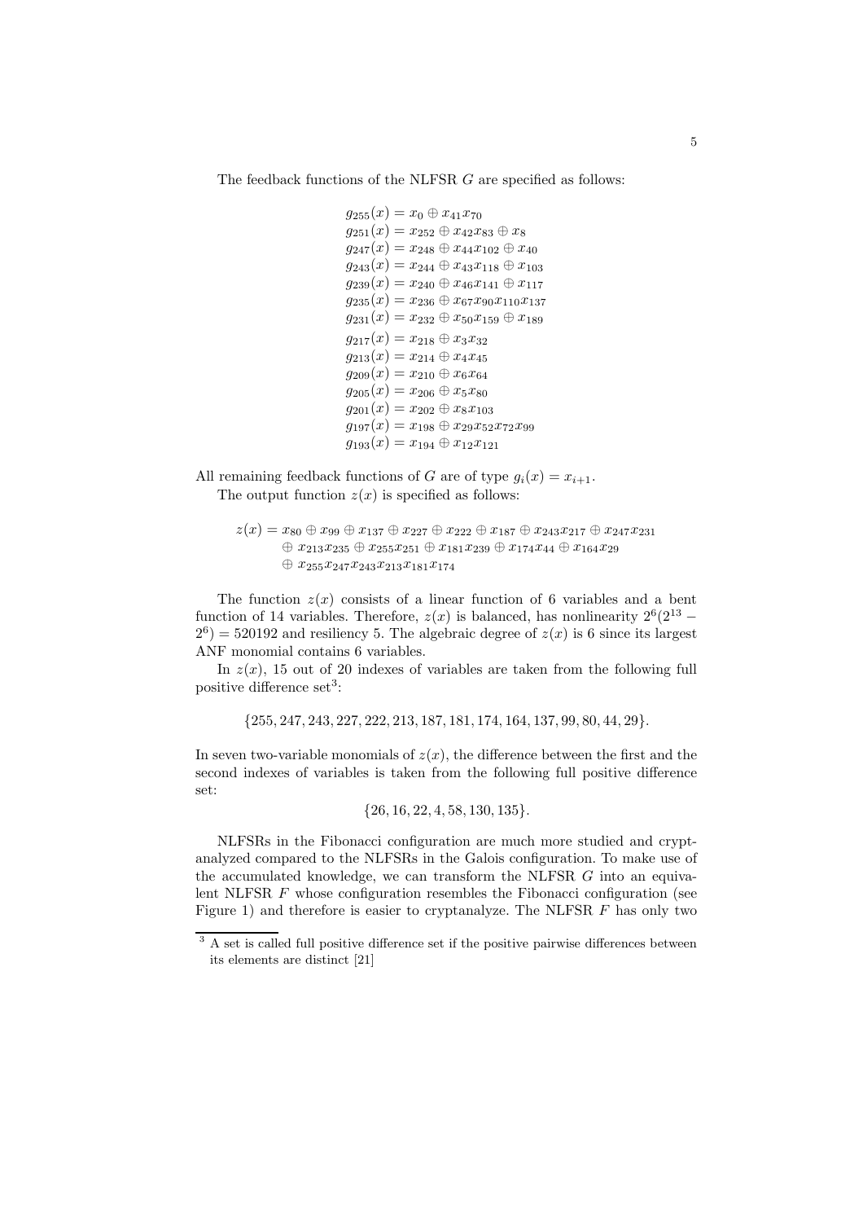The feedback functions of the NLFSR $G$ are specified as follows:

$$
\begin{aligned}
g_{255}(x) &= x_0 \oplus x_{41}x_{70} \\
g_{251}(x) &= x_{252} \oplus x_{42}x_{83} \oplus x_8 \\
g_{247}(x) &= x_{248} \oplus x_{44}x_{102} \oplus x_{40} \\
g_{243}(x) &= x_{244} \oplus x_{43}x_{118} \oplus x_{103} \\
g_{239}(x) &= x_{240} \oplus x_{46}x_{141} \oplus x_{117} \\
g_{235}(x) &= x_{236} \oplus x_{67}x_{90}x_{110}x_{137} \\
g_{231}(x) &= x_{232} \oplus x_{50}x_{159} \oplus x_{189} \\
g_{217}(x) &= x_{218} \oplus x_3x_{32} \\
g_{213}(x) &= x_{214} \oplus x_4x_{45} \\
g_{209}(x) &= x_{210} \oplus x_6x_{64} \\
g_{205}(x) &= x_{206} \oplus x_5x_{80} \\
g_{201}(x) &= x_{202} \oplus x_8x_{103} \\
g_{197}(x) &= x_{198} \oplus x_{29}x_{52}x_{72}x_{99} \\
g_{193}(x) &= x_{194} \oplus x_{12}x_{121}
\end{aligned}
$$

All remaining feedback functions of $G$ are of type $g_i(x) = x_{i+1}$.

The output function $z(x)$ is specified as follows:

$$
\begin{aligned}
z(x) = {} & x_{80} \oplus x_{99} \oplus x_{137} \oplus x_{227} \oplus x_{222} \oplus x_{187} \oplus x_{243}x_{217} \oplus x_{247}x_{231} \\
& \oplus x_{213}x_{235} \oplus x_{255}x_{251} \oplus x_{181}x_{239} \oplus x_{174}x_{44} \oplus x_{164}x_{29} \\
& \oplus x_{255}x_{247}x_{243}x_{213}x_{181}x_{174}
\end{aligned}
$$

The function $z(x)$ consists of a linear function of 6 variables and a bent function of 14 variables. Therefore, $z(x)$ is balanced, has nonlinearity $2^6(2^{13} - 2^6) = 520192$ and resiliency 5. The algebraic degree of $z(x)$ is 6 since its largest ANF monomial contains 6 variables.

In $z(x)$, 15 out of 20 indexes of variables are taken from the following full positive difference set[3]:

$$\{255, 247, 243, 227, 222, 213, 187, 181, 174, 164, 137, 99, 80, 44, 29\}.$$

In seven two-variable monomials of $z(x)$, the difference between the first and the second indexes of variables is taken from the following full positive difference set:

$$\{26, 16, 22, 4, 58, 130, 135\}.$$

NLFSRs in the Fibonacci configuration are much more studied and cryptanalyzed compared to the NLFSRs in the Galois configuration. To make use of the accumulated knowledge, we can transform the NLFSR $G$ into an equivalent NLFSR $F$ whose configuration resembles the Fibonacci configuration (see Figure 1) and therefore is easier to cryptanalyze. The NLFSR $F$ has only two

[3] A set is called full positive difference set if the positive pairwise differences between its elements are distinct [21]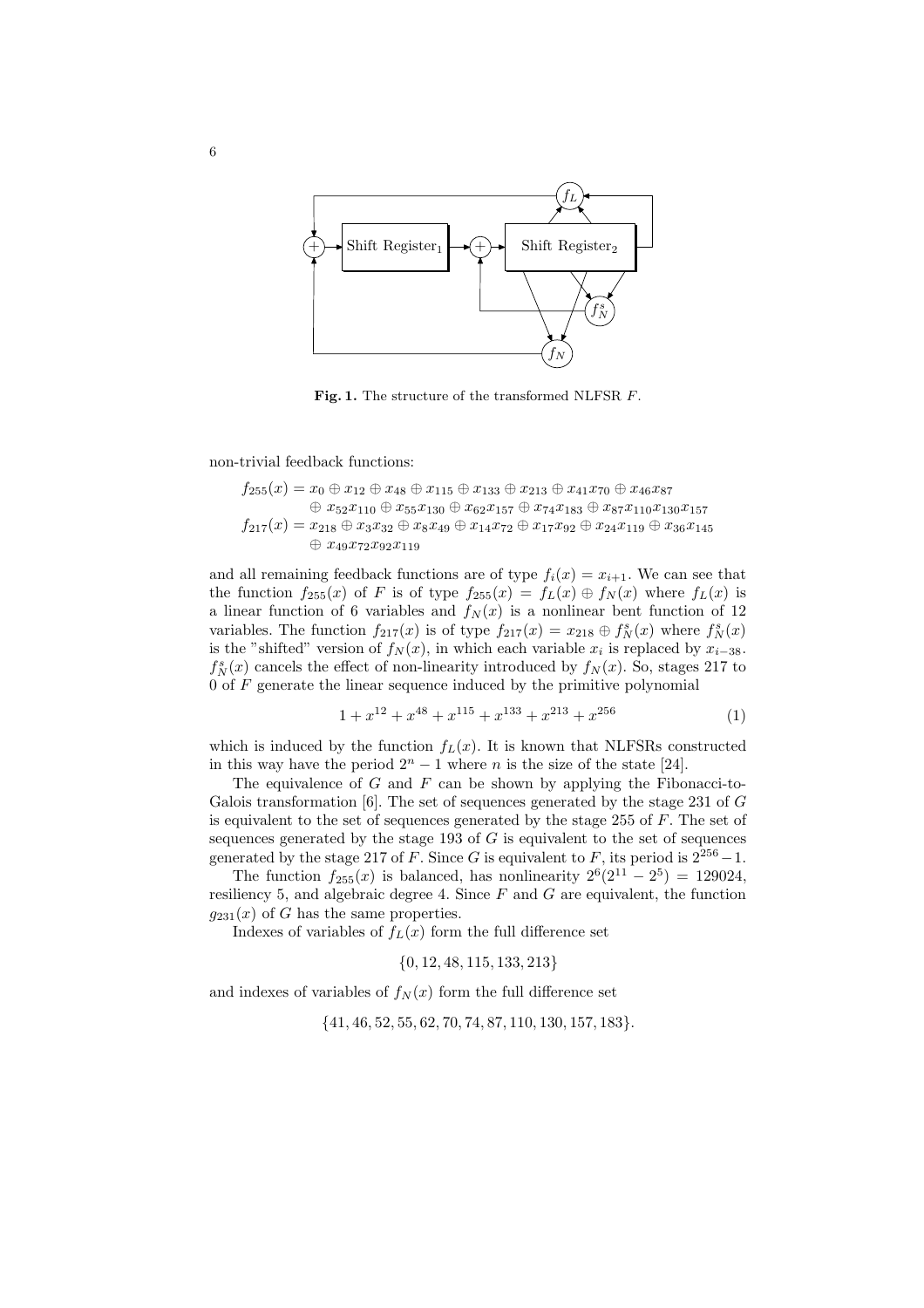**Fig. 1.** The structure of the transformed NLFSR $F$.

non-trivial feedback functions:

$$
\begin{aligned}
f_{255}(x) &= x_0 \oplus x_{12} \oplus x_{48} \oplus x_{115} \oplus x_{133} \oplus x_{213} \oplus x_{41}x_{70} \oplus x_{46}x_{87} \\
&\oplus x_{52}x_{110} \oplus x_{55}x_{130} \oplus x_{62}x_{157} \oplus x_{74}x_{183} \oplus x_{87}x_{110}x_{130}x_{157} \\
f_{217}(x) &= x_{218} \oplus x_3x_{32} \oplus x_8x_{49} \oplus x_{14}x_{72} \oplus x_{17}x_{92} \oplus x_{24}x_{119} \oplus x_{36}x_{145} \\
&\oplus x_{49}x_{72}x_{92}x_{119}
\end{aligned}
$$

and all remaining feedback functions are of type $f_i(x) = x_{i+1}$. We can see that the function $f_{255}(x)$ of $F$ is of type $f_{255}(x) = f_L(x) \oplus f_N(x)$ where $f_L(x)$ is a linear function of 6 variables and $f_N(x)$ is a nonlinear bent function of 12 variables. The function $f_{217}(x)$ is of type $f_{217}(x) = x_{218} \oplus f_N^s(x)$ where $f_N^s(x)$ is the "shifted" version of $f_N(x)$, in which each variable $x_i$ is replaced by $x_{i-38}$. $f_N^s(x)$ cancels the effect of non-linearity introduced by $f_N(x)$. So, stages 217 to 0 of $F$ generate the linear sequence induced by the primitive polynomial

$$1 + x^{12} + x^{48} + x^{115} + x^{133} + x^{213} + x^{256} \tag{1}$$

which is induced by the function $f_L(x)$. It is known that NLFSRs constructed in this way have the period $2^n - 1$ where $n$ is the size of the state [24].

The equivalence of $G$ and $F$ can be shown by applying the Fibonacci-to-Galois transformation [6]. The set of sequences generated by the stage 231 of $G$ is equivalent to the set of sequences generated by the stage 255 of $F$. The set of sequences generated by the stage 193 of $G$ is equivalent to the set of sequences generated by the stage 217 of $F$. Since $G$ is equivalent to $F$, its period is $2^{256} - 1$.

The function $f_{255}(x)$ is balanced, has nonlinearity $2^6(2^{11} - 2^5) = 129024$, resiliency 5, and algebraic degree 4. Since $F$ and $G$ are equivalent, the function $g_{231}(x)$ of $G$ has the same properties.

Indexes of variables of $f_L(x)$ form the full difference set

$$\{0, 12, 48, 115, 133, 213\}$$

and indexes of variables of $f_N(x)$ form the full difference set

$$\{41, 46, 52, 55, 62, 70, 74, 87, 110, 130, 157, 183\}.$$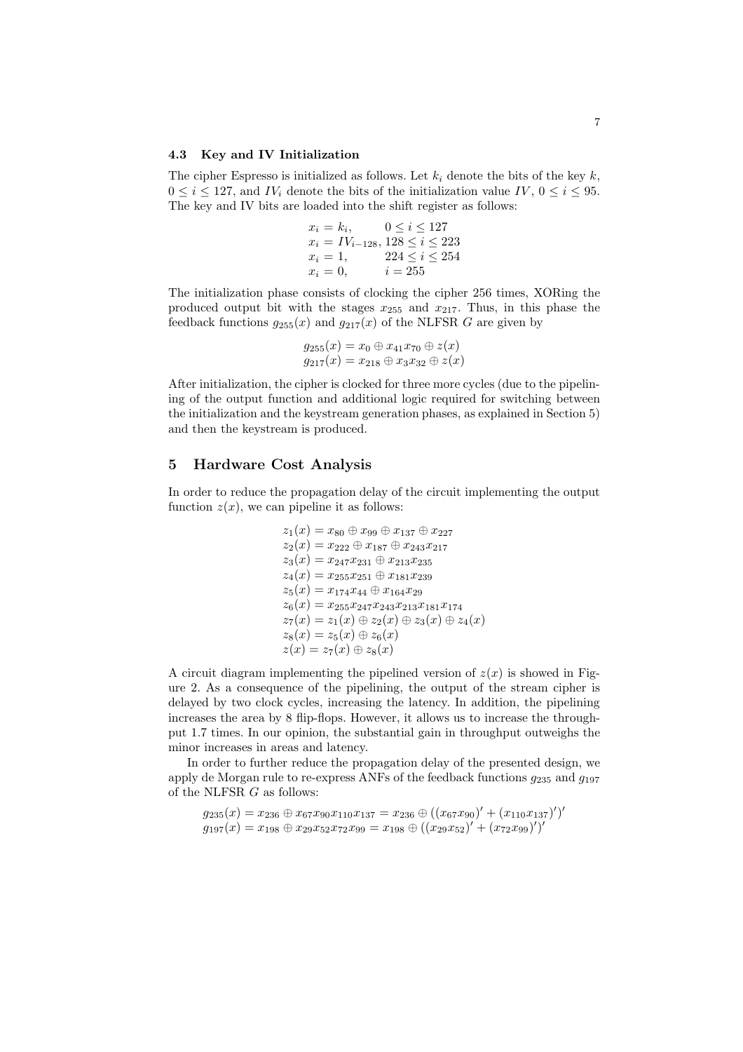### 4.3 Key and IV Initialization

The cipher Espresso is initialized as follows. Let $k_i$ denote the bits of the key $k$, $0 \leq i \leq 127$, and $IV_i$ denote the bits of the initialization value $IV$, $0 \leq i \leq 95$. The key and IV bits are loaded into the shift register as follows:

$$
\begin{aligned}
x_i &= k_i, && 0 \leq i \leq 127 \\
x_i &= IV_{i-128}, && 128 \leq i \leq 223 \\
x_i &= 1, && 224 \leq i \leq 254 \\
x_i &= 0, && i = 255
\end{aligned}
$$

The initialization phase consists of clocking the cipher 256 times, XORing the produced output bit with the stages $x_{255}$ and $x_{217}$. Thus, in this phase the feedback functions $g_{255}(x)$ and $g_{217}(x)$ of the NLFSR $G$ are given by

$$
\begin{aligned}
g_{255}(x) &= x_0 \oplus x_{41}x_{70} \oplus z(x) \\
g_{217}(x) &= x_{218} \oplus x_3 x_{32} \oplus z(x)
\end{aligned}
$$

After initialization, the cipher is clocked for three more cycles (due to the pipelining of the output function and additional logic required for switching between the initialization and the keystream generation phases, as explained in Section 5) and then the keystream is produced.

## 5 Hardware Cost Analysis

In order to reduce the propagation delay of the circuit implementing the output function $z(x)$, we can pipeline it as follows:

$$
\begin{aligned}
z_1(x) &= x_{80} \oplus x_{99} \oplus x_{137} \oplus x_{227} \\
z_2(x) &= x_{222} \oplus x_{187} \oplus x_{243}x_{217} \\
z_3(x) &= x_{247}x_{231} \oplus x_{213}x_{235} \\
z_4(x) &= x_{255}x_{251} \oplus x_{181}x_{239} \\
z_5(x) &= x_{174}x_{44} \oplus x_{164}x_{29} \\
z_6(x) &= x_{255}x_{247}x_{243}x_{213}x_{181}x_{174} \\
z_7(x) &= z_1(x) \oplus z_2(x) \oplus z_3(x) \oplus z_4(x) \\
z_8(x) &= z_5(x) \oplus z_6(x) \\
z(x) &= z_7(x) \oplus z_8(x)
\end{aligned}
$$

A circuit diagram implementing the pipelined version of $z(x)$ is showed in Figure 2. As a consequence of the pipelining, the output of the stream cipher is delayed by two clock cycles, increasing the latency. In addition, the pipelining increases the area by 8 flip-flops. However, it allows us to increase the throughput 1.7 times. In our opinion, the substantial gain in throughput outweighs the minor increases in areas and latency.

In order to further reduce the propagation delay of the presented design, we apply de Morgan rule to re-express ANFs of the feedback functions $g_{235}$ and $g_{197}$ of the NLFSR $G$ as follows:

$$
\begin{aligned}
g_{235}(x) &= x_{236} \oplus x_{67}x_{90}x_{110}x_{137} = x_{236} \oplus ((x_{67}x_{90})' + (x_{110}x_{137})')' \\
g_{197}(x) &= x_{198} \oplus x_{29}x_{52}x_{72}x_{99} = x_{198} \oplus ((x_{29}x_{52})' + (x_{72}x_{99})')'
\end{aligned}
$$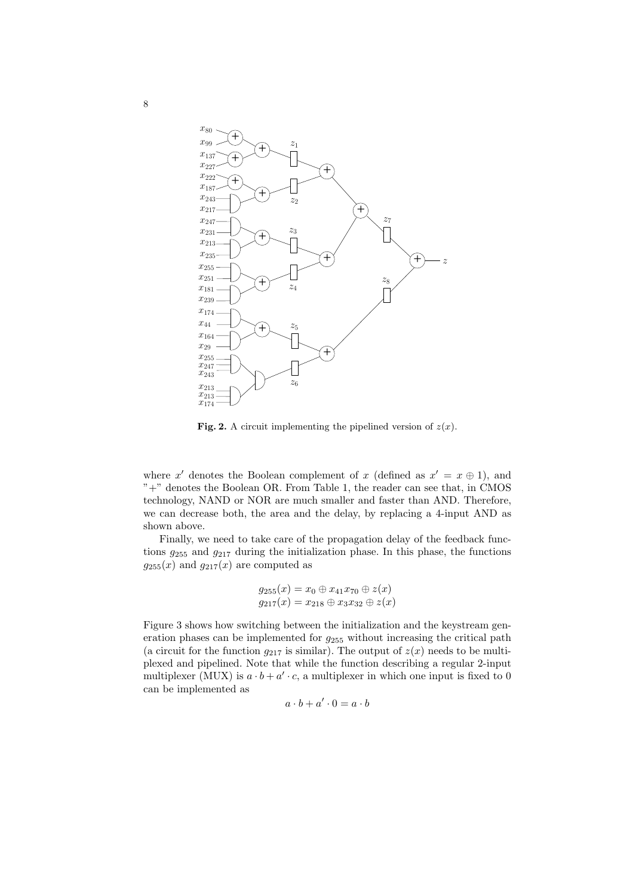**Fig. 2.** A circuit implementing the pipelined version of $z(x)$.

where $x'$ denotes the Boolean complement of $x$ (defined as $x' = x \oplus 1$), and "+" denotes the Boolean OR. From Table 1, the reader can see that, in CMOS technology, NAND or NOR are much smaller and faster than AND. Therefore, we can decrease both, the area and the delay, by replacing a 4-input AND as shown above.

Finally, we need to take care of the propagation delay of the feedback functions $g_{255}$ and $g_{217}$ during the initialization phase. In this phase, the functions $g_{255}(x)$ and $g_{217}(x)$ are computed as

$$g_{255}(x) = x_0 \oplus x_{41}x_{70} \oplus z(x)$$
$$g_{217}(x) = x_{218} \oplus x_3x_{32} \oplus z(x)$$

Figure 3 shows how switching between the initialization and the keystream generation phases can be implemented for $g_{255}$ without increasing the critical path (a circuit for the function $g_{217}$ is similar). The output of $z(x)$ needs to be multiplexed and pipelined. Note that while the function describing a regular 2-input multiplexer (MUX) is $a \cdot b + a' \cdot c$, a multiplexer in which one input is fixed to 0 can be implemented as

$$a \cdot b + a' \cdot 0 = a \cdot b$$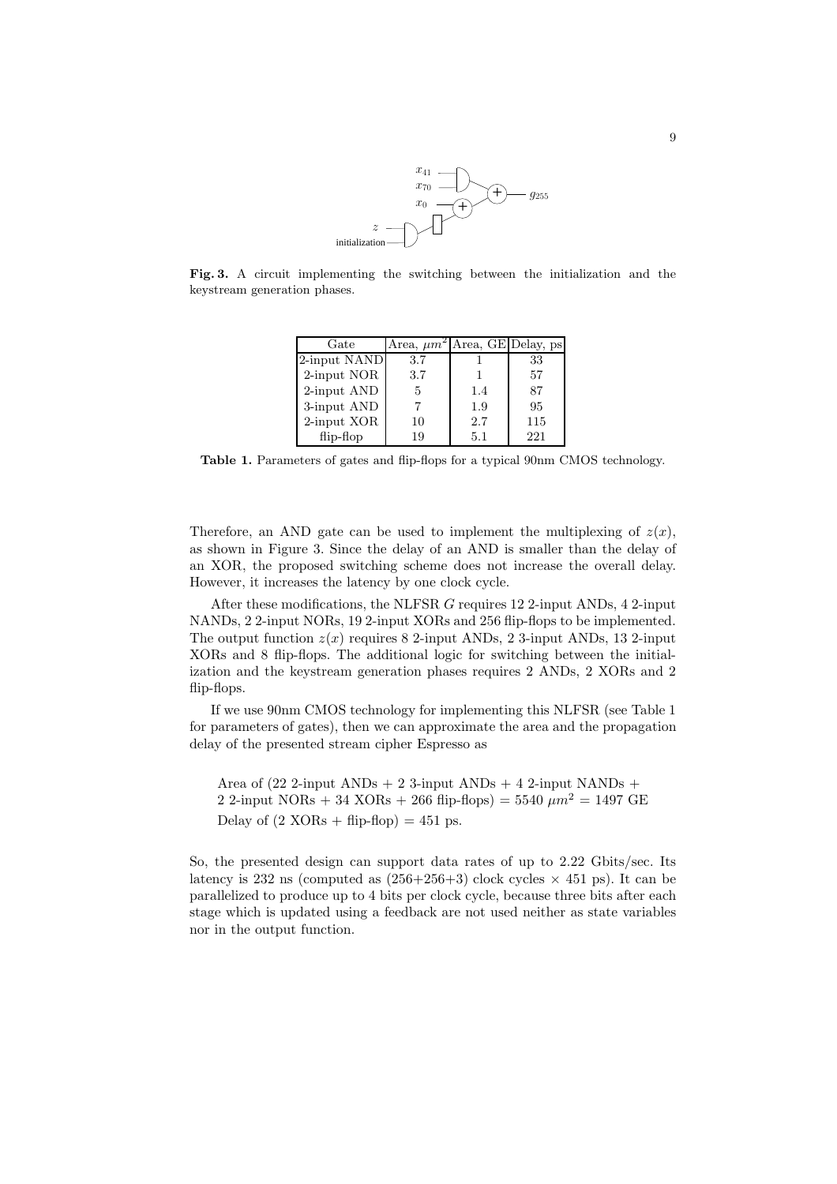Fig. 3. A circuit implementing the switching between the initialization and the keystream generation phases.

| Gate | Area, $\mu m^2$ | Area, GE | Delay, ps |
|---|---|---|---|
| 2-input NAND | 3.7 | 1 | 33 |
| 2-input NOR | 3.7 | 1 | 57 |
| 2-input AND | 5 | 1.4 | 87 |
| 3-input AND | 7 | 1.9 | 95 |
| 2-input XOR | 10 | 2.7 | 115 |
| flip-flop | 19 | 5.1 | 221 |

**Table 1.** Parameters of gates and flip-flops for a typical 90nm CMOS technology.

Therefore, an AND gate can be used to implement the multiplexing of $z(x)$, as shown in Figure 3. Since the delay of an AND is smaller than the delay of an XOR, the proposed switching scheme does not increase the overall delay. However, it increases the latency by one clock cycle.

After these modifications, the NLFSR $G$ requires 12 2-input ANDs, 4 2-input NANDs, 2 2-input NORs, 19 2-input XORs and 256 flip-flops to be implemented. The output function $z(x)$ requires 8 2-input ANDs, 2 3-input ANDs, 13 2-input XORs and 8 flip-flops. The additional logic for switching between the initialization and the keystream generation phases requires 2 ANDs, 2 XORs and 2 flip-flops.

If we use 90nm CMOS technology for implementing this NLFSR (see Table 1 for parameters of gates), then we can approximate the area and the propagation delay of the presented stream cipher Espresso as

Area of (22 2-input ANDs + 2 3-input ANDs + 4 2-input NANDs + 2 2-input NORs + 34 XORs + 266 flip-flops) = 5540 $\mu m^2$ = 1497 GE
Delay of (2 XORs + flip-flop) = 451 ps.

So, the presented design can support data rates of up to 2.22 Gbits/sec. Its latency is 232 ns (computed as (256+256+3) clock cycles $\times$ 451 ps). It can be parallelized to produce up to 4 bits per clock cycle, because three bits after each stage which is updated using a feedback are not used neither as state variables nor in the output function.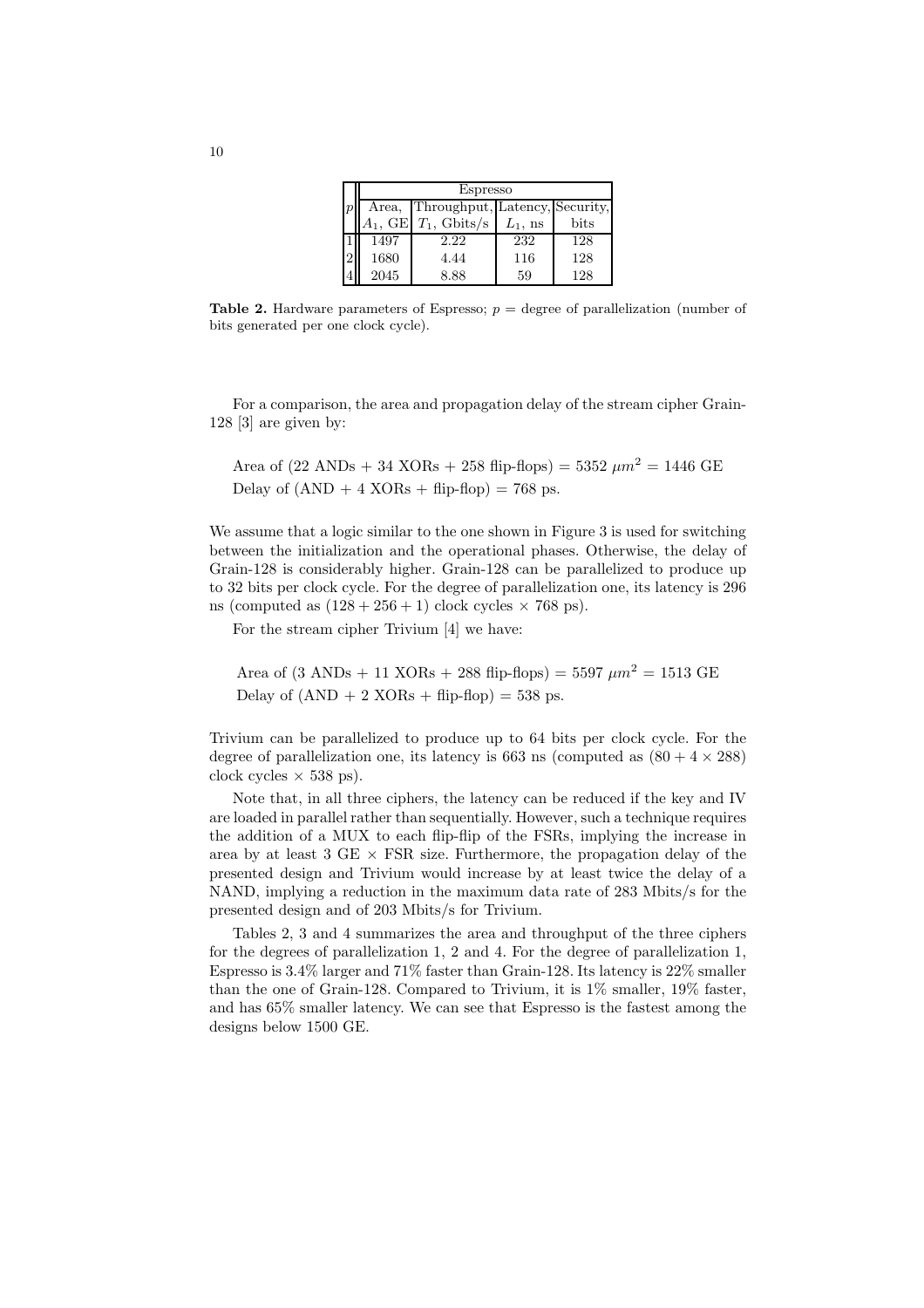| $p$ | Espresso | | | |
|---|---|---|---|---|
| | Area, $A_1$, GE | Throughput, $T_1$, Gbits/s | Latency, $L_1$, ns | Security, bits |
| 1 | 1497 | 2.22 | 232 | 128 |
| 2 | 1680 | 4.44 | 116 | 128 |
| 4 | 2045 | 8.88 | 59 | 128 |

**Table 2.** Hardware parameters of Espresso; $p$ = degree of parallelization (number of bits generated per one clock cycle).

For a comparison, the area and propagation delay of the stream cipher Grain-128 [3] are given by:

Area of (22 ANDs + 34 XORs + 258 flip-flops) = 5352 $\mu m^2$ = 1446 GE
Delay of (AND + 4 XORs + flip-flop) = 768 ps.

We assume that a logic similar to the one shown in Figure 3 is used for switching between the initialization and the operational phases. Otherwise, the delay of Grain-128 is considerably higher. Grain-128 can be parallelized to produce up to 32 bits per clock cycle. For the degree of parallelization one, its latency is 296 ns (computed as $(128 + 256 + 1)$ clock cycles $\times$ 768 ps).

For the stream cipher Trivium [4] we have:

Area of (3 ANDs + 11 XORs + 288 flip-flops) = 5597 $\mu m^2$ = 1513 GE
Delay of (AND + 2 XORs + flip-flop) = 538 ps.

Trivium can be parallelized to produce up to 64 bits per clock cycle. For the degree of parallelization one, its latency is 663 ns (computed as $(80 + 4 \times 288)$ clock cycles $\times$ 538 ps).

Note that, in all three ciphers, the latency can be reduced if the key and IV are loaded in parallel rather than sequentially. However, such a technique requires the addition of a MUX to each flip-flip of the FSRs, implying the increase in area by at least 3 GE $\times$ FSR size. Furthermore, the propagation delay of the presented design and Trivium would increase by at least twice the delay of a NAND, implying a reduction in the maximum data rate of 283 Mbits/s for the presented design and of 203 Mbits/s for Trivium.

Tables 2, 3 and 4 summarizes the area and throughput of the three ciphers for the degrees of parallelization 1, 2 and 4. For the degree of parallelization 1, Espresso is 3.4% larger and 71% faster than Grain-128. Its latency is 22% smaller than the one of Grain-128. Compared to Trivium, it is 1% smaller, 19% faster, and has 65% smaller latency. We can see that Espresso is the fastest among the designs below 1500 GE.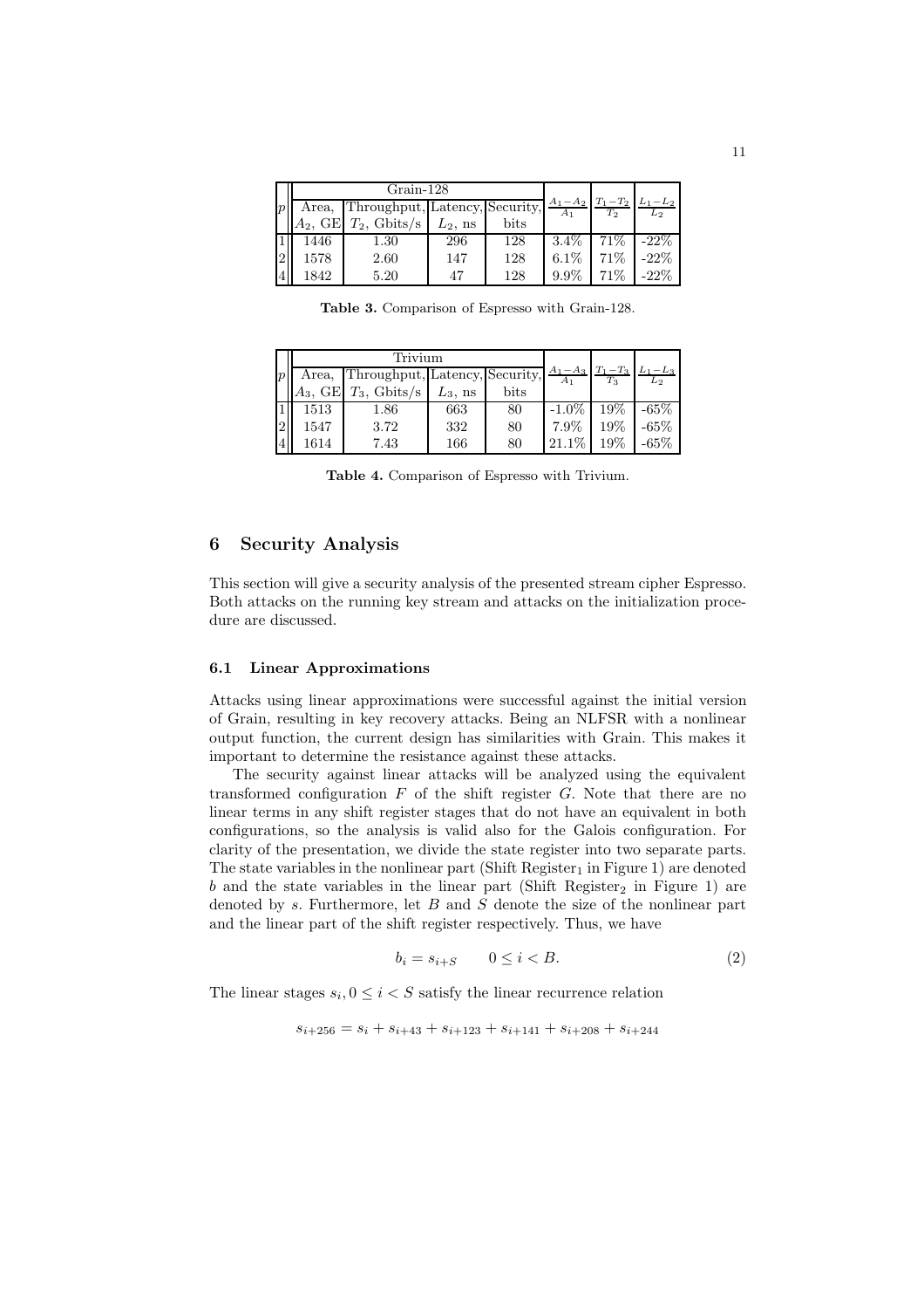| $p$ | Grain-128 | | | | $\frac{A_1-A_2}{A_1}$ | $\frac{T_1-T_2}{T_2}$ | $\frac{L_1-L_2}{L_2}$ |
|---|---|---|---|---|---|---|---|
| | Area, $A_2$, GE | Throughput, $T_2$, Gbits/s | Latency, $L_2$, ns | Security, bits | | | |
| 1 | 1446 | 1.30 | 296 | 128 | 3.4% | 71% | -22% |
| 2 | 1578 | 2.60 | 147 | 128 | 6.1% | 71% | -22% |
| 4 | 1842 | 5.20 | 47 | 128 | 9.9% | 71% | -22% |

**Table 3.** Comparison of Espresso with Grain-128.

| $p$ | Trivium | | | | $\frac{A_1-A_3}{A_1}$ | $\frac{T_1-T_3}{T_3}$ | $\frac{L_1-L_3}{L_2}$ |
|---|---|---|---|---|---|---|---|
| | Area, $A_3$, GE | Throughput, $T_3$, Gbits/s | Latency, $L_3$, ns | Security, bits | | | |
| 1 | 1513 | 1.86 | 663 | 80 | -1.0% | 19% | -65% |
| 2 | 1547 | 3.72 | 332 | 80 | 7.9% | 19% | -65% |
| 4 | 1614 | 7.43 | 166 | 80 | 21.1% | 19% | -65% |

**Table 4.** Comparison of Espresso with Trivium.

## 6 Security Analysis

This section will give a security analysis of the presented stream cipher Espresso. Both attacks on the running key stream and attacks on the initialization procedure are discussed.

### 6.1 Linear Approximations

Attacks using linear approximations were successful against the initial version of Grain, resulting in key recovery attacks. Being an NLFSR with a nonlinear output function, the current design has similarities with Grain. This makes it important to determine the resistance against these attacks.

The security against linear attacks will be analyzed using the equivalent transformed configuration $F$ of the shift register $G$. Note that there are no linear terms in any shift register stages that do not have an equivalent in both configurations, so the analysis is valid also for the Galois configuration. For clarity of the presentation, we divide the state register into two separate parts. The state variables in the nonlinear part (Shift Register$_1$ in Figure 1) are denoted $b$ and the state variables in the linear part (Shift Register$_2$ in Figure 1) are denoted by $s$. Furthermore, let $B$ and $S$ denote the size of the nonlinear part and the linear part of the shift register respectively. Thus, we have

$$b_i = s_{i+S} \qquad 0 \leq i < B. \tag{2}$$

The linear stages $s_i, 0 \leq i < S$ satisfy the linear recurrence relation

$$s_{i+256} = s_i + s_{i+43} + s_{i+123} + s_{i+141} + s_{i+208} + s_{i+244}$$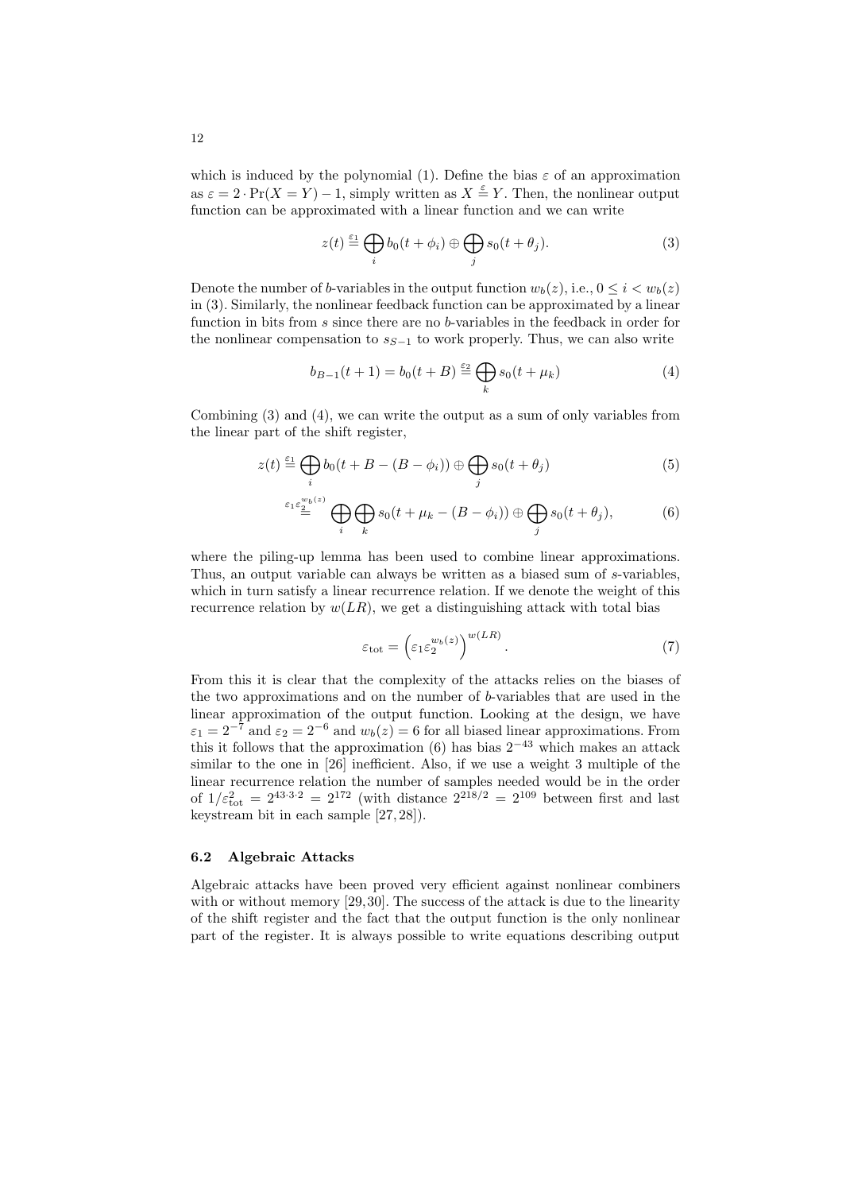which is induced by the polynomial (1). Define the bias $\varepsilon$ of an approximation as $\varepsilon = 2 \cdot \Pr(X = Y) - 1$, simply written as $X \overset{\varepsilon}{=} Y$. Then, the nonlinear output function can be approximated with a linear function and we can write

$$z(t) \overset{\varepsilon_1}{=} \bigoplus_i b_0(t + \phi_i) \oplus \bigoplus_j s_0(t + \theta_j). \tag{3}$$

Denote the number of $b$-variables in the output function $w_b(z)$, i.e., $0 \leq i < w_b(z)$ in (3). Similarly, the nonlinear feedback function can be approximated by a linear function in bits from $s$ since there are no $b$-variables in the feedback in order for the nonlinear compensation to $s_{S-1}$ to work properly. Thus, we can also write

$$b_{B-1}(t + 1) = b_0(t + B) \overset{\varepsilon_2}{=} \bigoplus_k s_0(t + \mu_k) \tag{4}$$

Combining (3) and (4), we can write the output as a sum of only variables from the linear part of the shift register,

$$z(t) \overset{\varepsilon_1}{=} \bigoplus_i b_0(t + B - (B - \phi_i)) \oplus \bigoplus_j s_0(t + \theta_j) \tag{5}$$

$$\overset{\varepsilon_1 \varepsilon_2^{w_b(z)}}{=} \bigoplus_i \bigoplus_k s_0(t + \mu_k - (B - \phi_i)) \oplus \bigoplus_j s_0(t + \theta_j), \tag{6}$$

where the piling-up lemma has been used to combine linear approximations. Thus, an output variable can always be written as a biased sum of $s$-variables, which in turn satisfy a linear recurrence relation. If we denote the weight of this recurrence relation by $w(LR)$, we get a distinguishing attack with total bias

$$\varepsilon_{\text{tot}} = \left(\varepsilon_1 \varepsilon_2^{w_b(z)}\right)^{w(LR)}. \tag{7}$$

From this it is clear that the complexity of the attacks relies on the biases of the two approximations and on the number of $b$-variables that are used in the linear approximation of the output function. Looking at the design, we have $\varepsilon_1 = 2^{-7}$ and $\varepsilon_2 = 2^{-6}$ and $w_b(z) = 6$ for all biased linear approximations. From this it follows that the approximation (6) has bias $2^{-43}$ which makes an attack similar to the one in [26] inefficient. Also, if we use a weight 3 multiple of the linear recurrence relation the number of samples needed would be in the order of $1/\varepsilon_{\text{tot}}^2 = 2^{43 \cdot 3 \cdot 2} = 2^{172}$ (with distance $2^{218/2} = 2^{109}$ between first and last keystream bit in each sample [27, 28]).

### 6.2 Algebraic Attacks

Algebraic attacks have been proved very efficient against nonlinear combiners with or without memory [29, 30]. The success of the attack is due to the linearity of the shift register and the fact that the output function is the only nonlinear part of the register. It is always possible to write equations describing output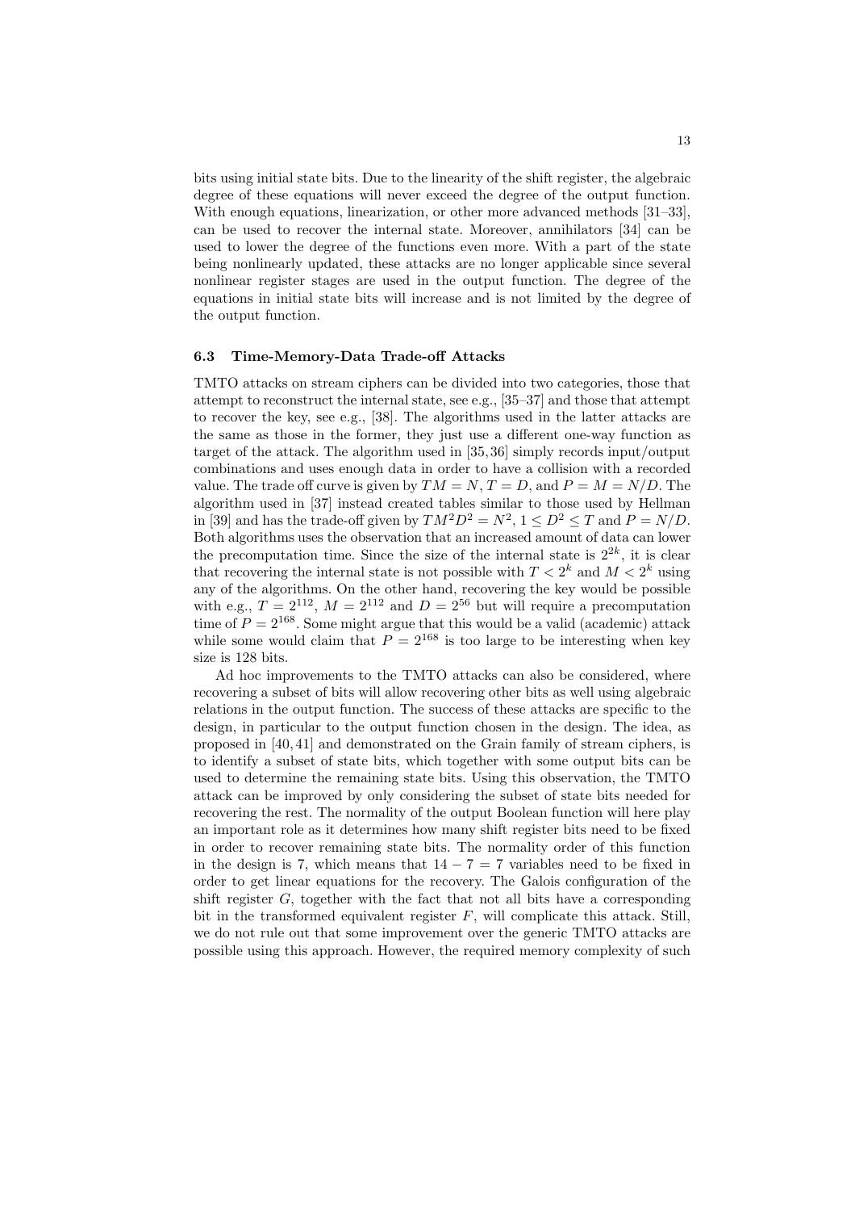bits using initial state bits. Due to the linearity of the shift register, the algebraic degree of these equations will never exceed the degree of the output function. With enough equations, linearization, or other more advanced methods [31–33], can be used to recover the internal state. Moreover, annihilators [34] can be used to lower the degree of the functions even more. With a part of the state being nonlinearly updated, these attacks are no longer applicable since several nonlinear register stages are used in the output function. The degree of the equations in initial state bits will increase and is not limited by the degree of the output function.

### 6.3 Time-Memory-Data Trade-off Attacks

TMTO attacks on stream ciphers can be divided into two categories, those that attempt to reconstruct the internal state, see e.g., [35–37] and those that attempt to recover the key, see e.g., [38]. The algorithms used in the latter attacks are the same as those in the former, they just use a different one-way function as target of the attack. The algorithm used in [35,36] simply records input/output combinations and uses enough data in order to have a collision with a recorded value. The trade off curve is given by $TM = N$, $T = D$, and $P = M = N/D$. The algorithm used in [37] instead created tables similar to those used by Hellman in [39] and has the trade-off given by $TM^2D^2 = N^2$, $1 \leq D^2 \leq T$ and $P = N/D$. Both algorithms uses the observation that an increased amount of data can lower the precomputation time. Since the size of the internal state is $2^{2k}$, it is clear that recovering the internal state is not possible with $T < 2^k$ and $M < 2^k$ using any of the algorithms. On the other hand, recovering the key would be possible with e.g., $T = 2^{112}$, $M = 2^{112}$ and $D = 2^{56}$ but will require a precomputation time of $P = 2^{168}$. Some might argue that this would be a valid (academic) attack while some would claim that $P = 2^{168}$ is too large to be interesting when key size is 128 bits.

Ad hoc improvements to the TMTO attacks can also be considered, where recovering a subset of bits will allow recovering other bits as well using algebraic relations in the output function. The success of these attacks are specific to the design, in particular to the output function chosen in the design. The idea, as proposed in [40,41] and demonstrated on the Grain family of stream ciphers, is to identify a subset of state bits, which together with some output bits can be used to determine the remaining state bits. Using this observation, the TMTO attack can be improved by only considering the subset of state bits needed for recovering the rest. The normality of the output Boolean function will here play an important role as it determines how many shift register bits need to be fixed in order to recover remaining state bits. The normality order of this function in the design is 7, which means that $14 - 7 = 7$ variables need to be fixed in order to get linear equations for the recovery. The Galois configuration of the shift register $G$, together with the fact that not all bits have a corresponding bit in the transformed equivalent register $F$, will complicate this attack. Still, we do not rule out that some improvement over the generic TMTO attacks are possible using this approach. However, the required memory complexity of such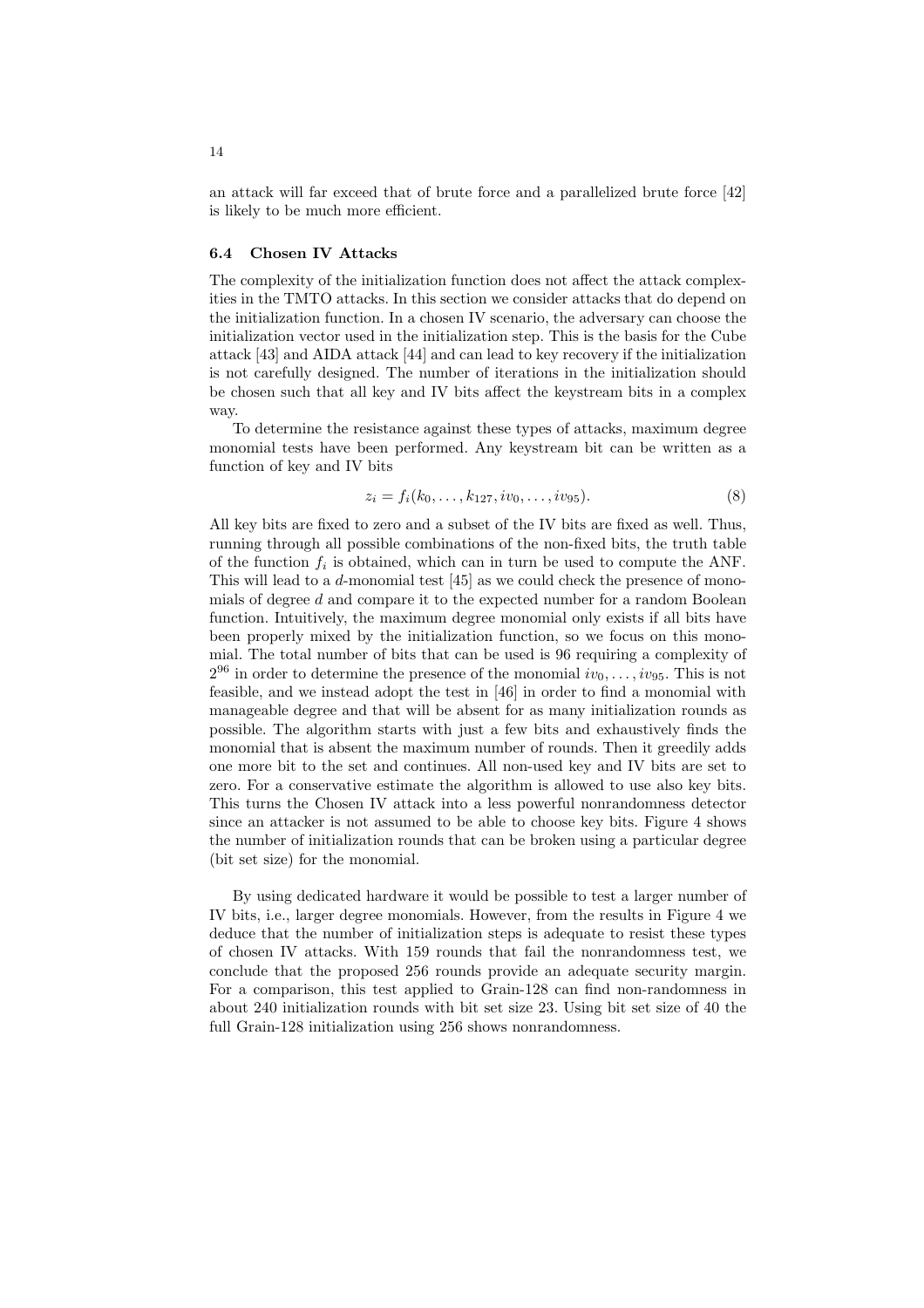an attack will far exceed that of brute force and a parallelized brute force [42] is likely to be much more efficient.

### 6.4 Chosen IV Attacks

The complexity of the initialization function does not affect the attack complexities in the TMTO attacks. In this section we consider attacks that do depend on the initialization function. In a chosen IV scenario, the adversary can choose the initialization vector used in the initialization step. This is the basis for the Cube attack [43] and AIDA attack [44] and can lead to key recovery if the initialization is not carefully designed. The number of iterations in the initialization should be chosen such that all key and IV bits affect the keystream bits in a complex way.

To determine the resistance against these types of attacks, maximum degree monomial tests have been performed. Any keystream bit can be written as a function of key and IV bits

$$z_i = f_i(k_0, \ldots, k_{127}, iv_0, \ldots, iv_{95}). \tag{8}$$

All key bits are fixed to zero and a subset of the IV bits are fixed as well. Thus, running through all possible combinations of the non-fixed bits, the truth table of the function $f_i$ is obtained, which can in turn be used to compute the ANF. This will lead to a $d$-monomial test [45] as we could check the presence of monomials of degree $d$ and compare it to the expected number for a random Boolean function. Intuitively, the maximum degree monomial only exists if all bits have been properly mixed by the initialization function, so we focus on this monomial. The total number of bits that can be used is 96 requiring a complexity of $2^{96}$ in order to determine the presence of the monomial $iv_0, \ldots, iv_{95}$. This is not feasible, and we instead adopt the test in [46] in order to find a monomial with manageable degree and that will be absent for as many initialization rounds as possible. The algorithm starts with just a few bits and exhaustively finds the monomial that is absent the maximum number of rounds. Then it greedily adds one more bit to the set and continues. All non-used key and IV bits are set to zero. For a conservative estimate the algorithm is allowed to use also key bits. This turns the Chosen IV attack into a less powerful nonrandomness detector since an attacker is not assumed to be able to choose key bits. Figure 4 shows the number of initialization rounds that can be broken using a particular degree (bit set size) for the monomial.

By using dedicated hardware it would be possible to test a larger number of IV bits, i.e., larger degree monomials. However, from the results in Figure 4 we deduce that the number of initialization steps is adequate to resist these types of chosen IV attacks. With 159 rounds that fail the nonrandomness test, we conclude that the proposed 256 rounds provide an adequate security margin. For a comparison, this test applied to Grain-128 can find non-randomness in about 240 initialization rounds with bit set size 23. Using bit set size of 40 the full Grain-128 initialization using 256 shows nonrandomness.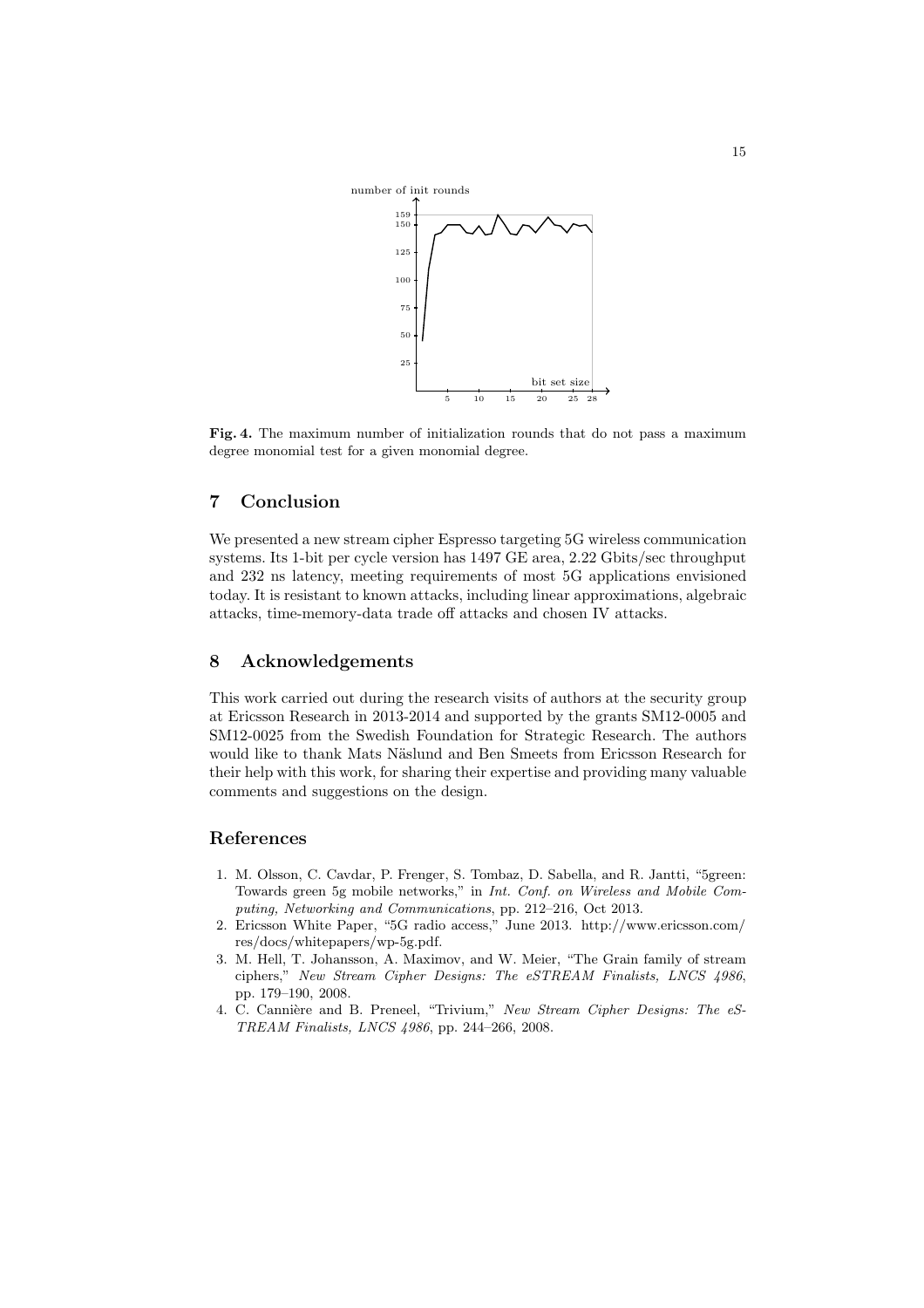**Fig. 4.** The maximum number of initialization rounds that do not pass a maximum degree monomial test for a given monomial degree.

## 7 Conclusion

We presented a new stream cipher Espresso targeting 5G wireless communication systems. Its 1-bit per cycle version has 1497 GE area, 2.22 Gbits/sec throughput and 232 ns latency, meeting requirements of most 5G applications envisioned today. It is resistant to known attacks, including linear approximations, algebraic attacks, time-memory-data trade off attacks and chosen IV attacks.

## 8 Acknowledgements

This work carried out during the research visits of authors at the security group at Ericsson Research in 2013-2014 and supported by the grants SM12-0005 and SM12-0025 from the Swedish Foundation for Strategic Research. The authors would like to thank Mats Näslund and Ben Smeets from Ericsson Research for their help with this work, for sharing their expertise and providing many valuable comments and suggestions on the design.

## References

1. M. Olsson, C. Cavdar, P. Frenger, S. Tombaz, D. Sabella, and R. Jantti, "5green: Towards green 5g mobile networks," in *Int. Conf. on Wireless and Mobile Computing, Networking and Communications*, pp. 212–216, Oct 2013.
2. Ericsson White Paper, "5G radio access," June 2013. http://www.ericsson.com/res/docs/whitepapers/wp-5g.pdf.
3. M. Hell, T. Johansson, A. Maximov, and W. Meier, "The Grain family of stream ciphers," *New Stream Cipher Designs: The eSTREAM Finalists, LNCS 4986*, pp. 179–190, 2008.
4. C. Cannière and B. Preneel, "Trivium," *New Stream Cipher Designs: The eSTREAM Finalists, LNCS 4986*, pp. 244–266, 2008.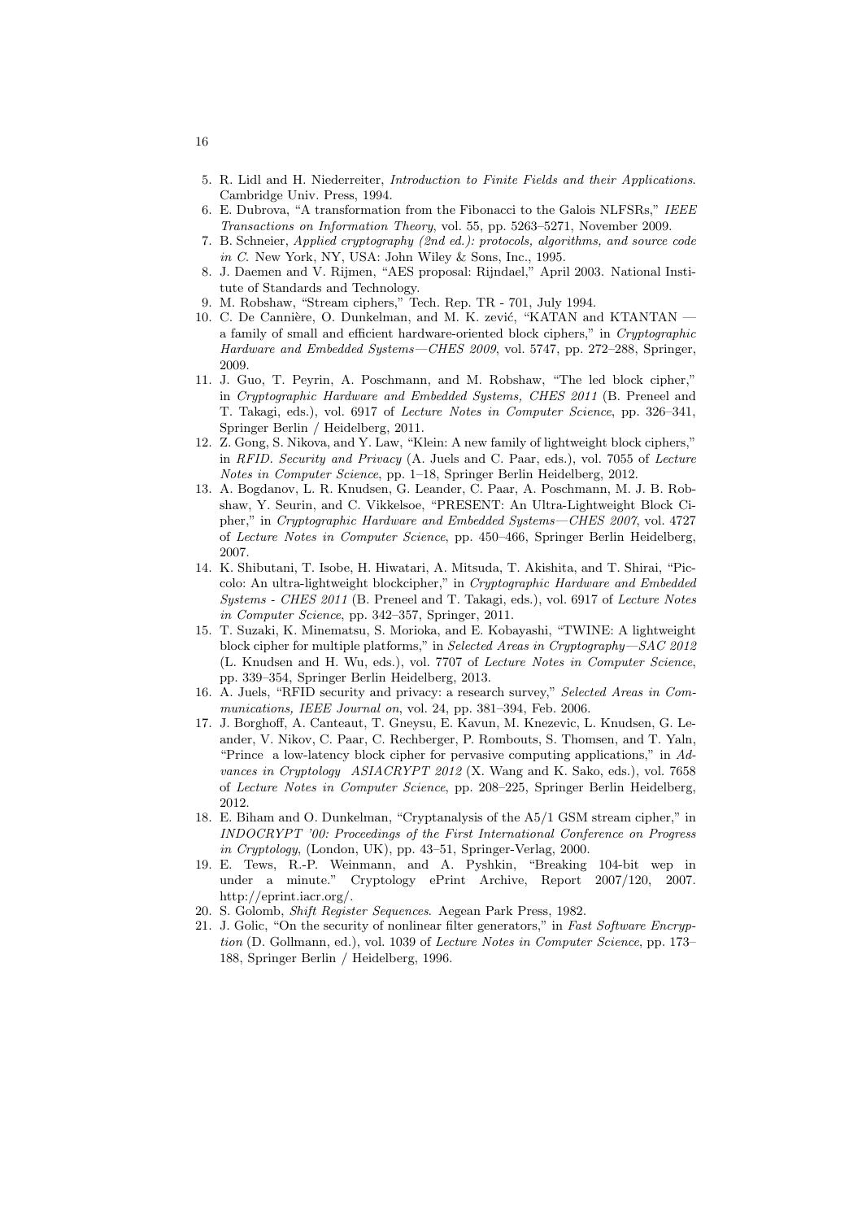5. R. Lidl and H. Niederreiter, *Introduction to Finite Fields and their Applications*. Cambridge Univ. Press, 1994.
6. E. Dubrova, "A transformation from the Fibonacci to the Galois NLFSRs," *IEEE Transactions on Information Theory*, vol. 55, pp. 5263–5271, November 2009.
7. B. Schneier, *Applied cryptography (2nd ed.): protocols, algorithms, and source code in C*. New York, NY, USA: John Wiley & Sons, Inc., 1995.
8. J. Daemen and V. Rijmen, "AES proposal: Rijndael," April 2003. National Institute of Standards and Technology.
9. M. Robshaw, "Stream ciphers," Tech. Rep. TR - 701, July 1994.
10. C. De Cannière, O. Dunkelman, and M. K. zević, "KATAN and KTANTAN — a family of small and efficient hardware-oriented block ciphers," in *Cryptographic Hardware and Embedded Systems—CHES 2009*, vol. 5747, pp. 272–288, Springer, 2009.
11. J. Guo, T. Peyrin, A. Poschmann, and M. Robshaw, "The led block cipher," in *Cryptographic Hardware and Embedded Systems, CHES 2011* (B. Preneel and T. Takagi, eds.), vol. 6917 of *Lecture Notes in Computer Science*, pp. 326–341, Springer Berlin / Heidelberg, 2011.
12. Z. Gong, S. Nikova, and Y. Law, "Klein: A new family of lightweight block ciphers," in *RFID. Security and Privacy* (A. Juels and C. Paar, eds.), vol. 7055 of *Lecture Notes in Computer Science*, pp. 1–18, Springer Berlin Heidelberg, 2012.
13. A. Bogdanov, L. R. Knudsen, G. Leander, C. Paar, A. Poschmann, M. J. B. Robshaw, Y. Seurin, and C. Vikkelsoe, "PRESENT: An Ultra-Lightweight Block Cipher," in *Cryptographic Hardware and Embedded Systems—CHES 2007*, vol. 4727 of *Lecture Notes in Computer Science*, pp. 450–466, Springer Berlin Heidelberg, 2007.
14. K. Shibutani, T. Isobe, H. Hiwatari, A. Mitsuda, T. Akishita, and T. Shirai, "Piccolo: An ultra-lightweight blockcipher," in *Cryptographic Hardware and Embedded Systems - CHES 2011* (B. Preneel and T. Takagi, eds.), vol. 6917 of *Lecture Notes in Computer Science*, pp. 342–357, Springer, 2011.
15. T. Suzaki, K. Minematsu, S. Morioka, and E. Kobayashi, "TWINE: A lightweight block cipher for multiple platforms," in *Selected Areas in Cryptography—SAC 2012* (L. Knudsen and H. Wu, eds.), vol. 7707 of *Lecture Notes in Computer Science*, pp. 339–354, Springer Berlin Heidelberg, 2013.
16. A. Juels, "RFID security and privacy: a research survey," *Selected Areas in Communications, IEEE Journal on*, vol. 24, pp. 381–394, Feb. 2006.
17. J. Borghoff, A. Canteaut, T. Gneysu, E. Kavun, M. Knezevic, L. Knudsen, G. Leander, V. Nikov, C. Paar, C. Rechberger, P. Rombouts, S. Thomsen, and T. Yaln, "Prince a low-latency block cipher for pervasive computing applications," in *Advances in Cryptology ASIACRYPT 2012* (X. Wang and K. Sako, eds.), vol. 7658 of *Lecture Notes in Computer Science*, pp. 208–225, Springer Berlin Heidelberg, 2012.
18. E. Biham and O. Dunkelman, "Cryptanalysis of the A5/1 GSM stream cipher," in *INDOCRYPT '00: Proceedings of the First International Conference on Progress in Cryptology*, (London, UK), pp. 43–51, Springer-Verlag, 2000.
19. E. Tews, R.-P. Weinmann, and A. Pyshkin, "Breaking 104-bit wep in under a minute." Cryptology ePrint Archive, Report 2007/120, 2007. http://eprint.iacr.org/.
20. S. Golomb, *Shift Register Sequences*. Aegean Park Press, 1982.
21. J. Golic, "On the security of nonlinear filter generators," in *Fast Software Encryption* (D. Gollmann, ed.), vol. 1039 of *Lecture Notes in Computer Science*, pp. 173–188, Springer Berlin / Heidelberg, 1996.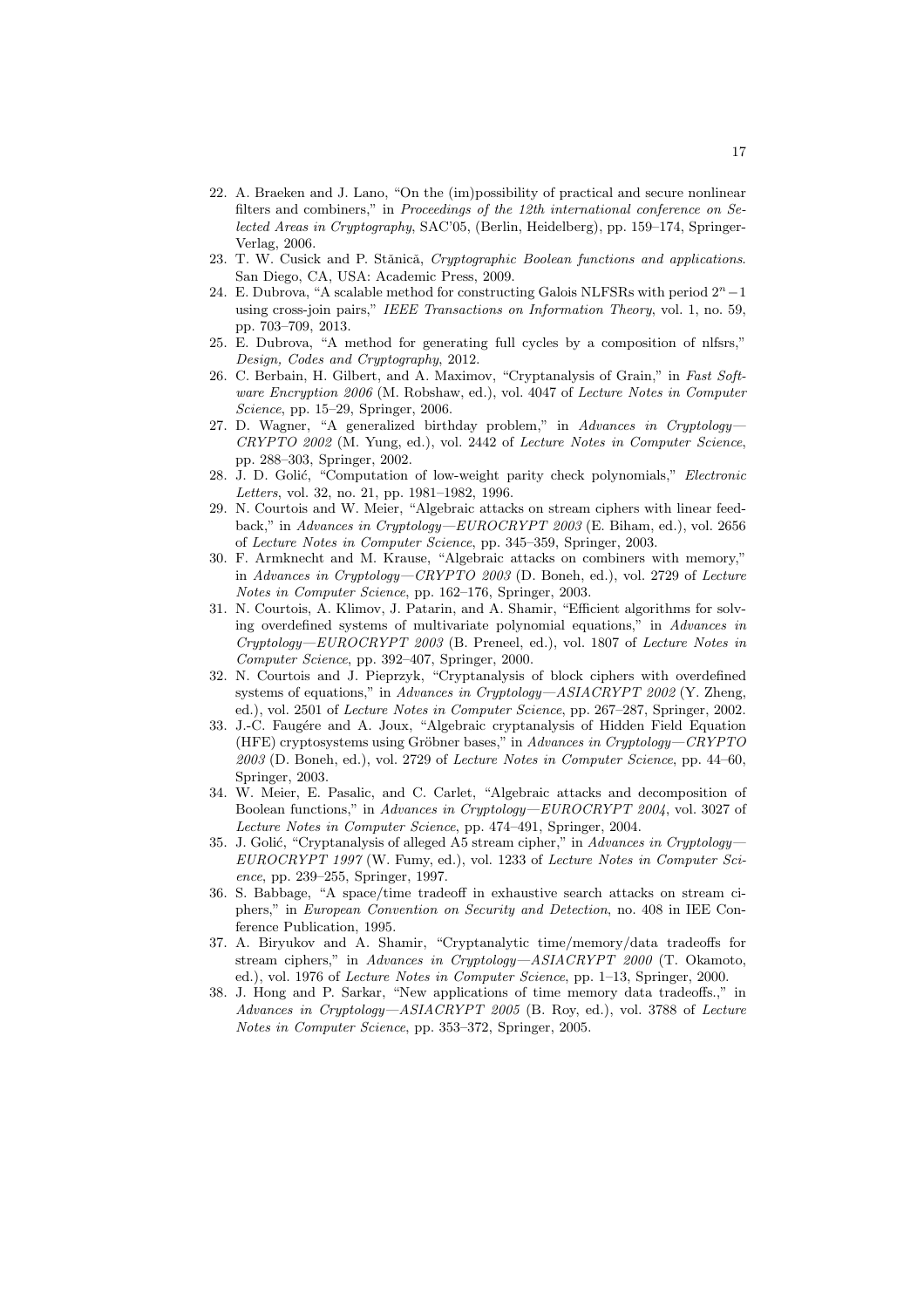22. A. Braeken and J. Lano, "On the (im)possibility of practical and secure nonlinear filters and combiners," in *Proceedings of the 12th international conference on Selected Areas in Cryptography*, SAC'05, (Berlin, Heidelberg), pp. 159–174, Springer-Verlag, 2006.
23. T. W. Cusick and P. Stănică, *Cryptographic Boolean functions and applications*. San Diego, CA, USA: Academic Press, 2009.
24. E. Dubrova, "A scalable method for constructing Galois NLFSRs with period $2^n - 1$ using cross-join pairs," *IEEE Transactions on Information Theory*, vol. 1, no. 59, pp. 703–709, 2013.
25. E. Dubrova, "A method for generating full cycles by a composition of nlfsrs," *Design, Codes and Cryptography*, 2012.
26. C. Berbain, H. Gilbert, and A. Maximov, "Cryptanalysis of Grain," in *Fast Software Encryption 2006* (M. Robshaw, ed.), vol. 4047 of *Lecture Notes in Computer Science*, pp. 15–29, Springer, 2006.
27. D. Wagner, "A generalized birthday problem," in *Advances in Cryptology—CRYPTO 2002* (M. Yung, ed.), vol. 2442 of *Lecture Notes in Computer Science*, pp. 288–303, Springer, 2002.
28. J. D. Golić, "Computation of low-weight parity check polynomials," *Electronic Letters*, vol. 32, no. 21, pp. 1981–1982, 1996.
29. N. Courtois and W. Meier, "Algebraic attacks on stream ciphers with linear feedback," in *Advances in Cryptology—EUROCRYPT 2003* (E. Biham, ed.), vol. 2656 of *Lecture Notes in Computer Science*, pp. 345–359, Springer, 2003.
30. F. Armknecht and M. Krause, "Algebraic attacks on combiners with memory," in *Advances in Cryptology—CRYPTO 2003* (D. Boneh, ed.), vol. 2729 of *Lecture Notes in Computer Science*, pp. 162–176, Springer, 2003.
31. N. Courtois, A. Klimov, J. Patarin, and A. Shamir, "Efficient algorithms for solving overdefined systems of multivariate polynomial equations," in *Advances in Cryptology—EUROCRYPT 2003* (B. Preneel, ed.), vol. 1807 of *Lecture Notes in Computer Science*, pp. 392–407, Springer, 2000.
32. N. Courtois and J. Pieprzyk, "Cryptanalysis of block ciphers with overdefined systems of equations," in *Advances in Cryptology—ASIACRYPT 2002* (Y. Zheng, ed.), vol. 2501 of *Lecture Notes in Computer Science*, pp. 267–287, Springer, 2002.
33. J.-C. Faugére and A. Joux, "Algebraic cryptanalysis of Hidden Field Equation (HFE) cryptosystems using Gröbner bases," in *Advances in Cryptology—CRYPTO 2003* (D. Boneh, ed.), vol. 2729 of *Lecture Notes in Computer Science*, pp. 44–60, Springer, 2003.
34. W. Meier, E. Pasalic, and C. Carlet, "Algebraic attacks and decomposition of Boolean functions," in *Advances in Cryptology—EUROCRYPT 2004*, vol. 3027 of *Lecture Notes in Computer Science*, pp. 474–491, Springer, 2004.
35. J. Golić, "Cryptanalysis of alleged A5 stream cipher," in *Advances in Cryptology—EUROCRYPT 1997* (W. Fumy, ed.), vol. 1233 of *Lecture Notes in Computer Science*, pp. 239–255, Springer, 1997.
36. S. Babbage, "A space/time tradeoff in exhaustive search attacks on stream ciphers," in *European Convention on Security and Detection*, no. 408 in IEE Conference Publication, 1995.
37. A. Biryukov and A. Shamir, "Cryptanalytic time/memory/data tradeoffs for stream ciphers," in *Advances in Cryptology—ASIACRYPT 2000* (T. Okamoto, ed.), vol. 1976 of *Lecture Notes in Computer Science*, pp. 1–13, Springer, 2000.
38. J. Hong and P. Sarkar, "New applications of time memory data tradeoffs.," in *Advances in Cryptology—ASIACRYPT 2005* (B. Roy, ed.), vol. 3788 of *Lecture Notes in Computer Science*, pp. 353–372, Springer, 2005.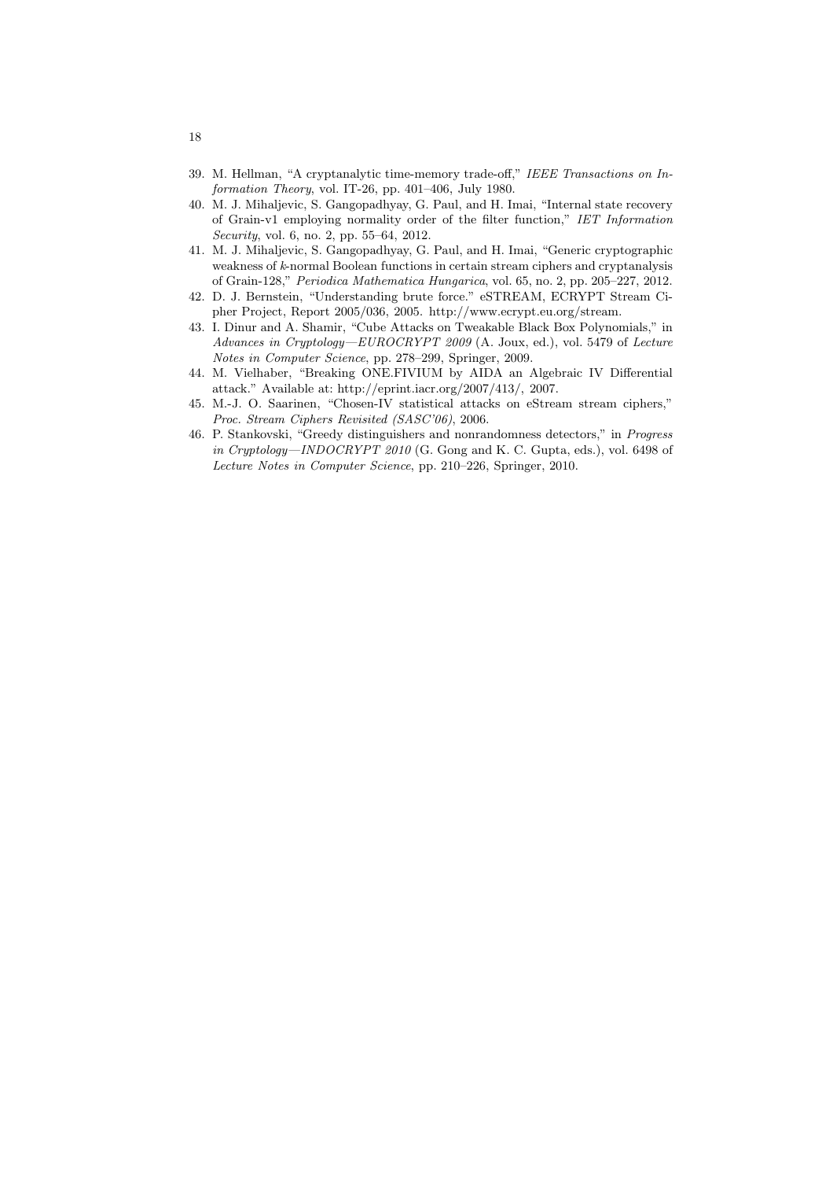39. M. Hellman, "A cryptanalytic time-memory trade-off," *IEEE Transactions on Information Theory*, vol. IT-26, pp. 401–406, July 1980.
40. M. J. Mihaljevic, S. Gangopadhyay, G. Paul, and H. Imai, "Internal state recovery of Grain-v1 employing normality order of the filter function," *IET Information Security*, vol. 6, no. 2, pp. 55–64, 2012.
41. M. J. Mihaljevic, S. Gangopadhyay, G. Paul, and H. Imai, "Generic cryptographic weakness of $k$-normal Boolean functions in certain stream ciphers and cryptanalysis of Grain-128," *Periodica Mathematica Hungarica*, vol. 65, no. 2, pp. 205–227, 2012.
42. D. J. Bernstein, "Understanding brute force." eSTREAM, ECRYPT Stream Cipher Project, Report 2005/036, 2005. http://www.ecrypt.eu.org/stream.
43. I. Dinur and A. Shamir, "Cube Attacks on Tweakable Black Box Polynomials," in *Advances in Cryptology—EUROCRYPT 2009* (A. Joux, ed.), vol. 5479 of *Lecture Notes in Computer Science*, pp. 278–299, Springer, 2009.
44. M. Vielhaber, "Breaking ONE.FIVIUM by AIDA an Algebraic IV Differential attack." Available at: http://eprint.iacr.org/2007/413/, 2007.
45. M.-J. O. Saarinen, "Chosen-IV statistical attacks on eStream stream ciphers," *Proc. Stream Ciphers Revisited (SASC'06)*, 2006.
46. P. Stankovski, "Greedy distinguishers and nonrandomness detectors," in *Progress in Cryptology—INDOCRYPT 2010* (G. Gong and K. C. Gupta, eds.), vol. 6498 of *Lecture Notes in Computer Science*, pp. 210–226, Springer, 2010.